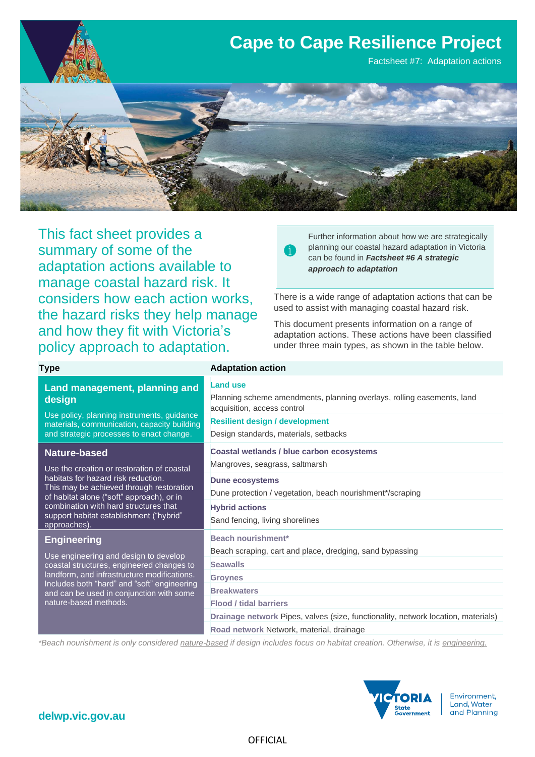# Cape to Cape Resilience Project

Factsheet #7: Adaptation actions

This fact sheet provides a summary of some of the adaptation actions available to manage coastal hazard risk. It considers how each action works, the hazard risks they help manage and how they fit with Victoria's policy approach to adaptation.

> Further information about how we are strategically planning our coastal hazard adaptation in Victoria can be found in ***Factsheet #6 A strategic approach to adaptation***

There is a wide range of adaptation actions that can be used to assist with managing coastal hazard risk.

This document presents information on a range of adaptation actions. These actions have been classified under three main types, as shown in the table below.

| Type | Adaptation action |
|---|---|
| **Land management, planning and design**<br>Use policy, planning instruments, guidance materials, communication, capacity building and strategic processes to enact change. | **Land use**<br>Planning scheme amendments, planning overlays, rolling easements, land acquisition, access control<br>**Resilient design / development**<br>Design standards, materials, setbacks |
| **Nature-based**<br>Use the creation or restoration of coastal habitats for hazard risk reduction. This may be achieved through restoration of habitat alone ("soft" approach), or in combination with hard structures that support habitat establishment ("hybrid" approaches). | **Coastal wetlands / blue carbon ecosystems**<br>Mangroves, seagrass, saltmarsh<br>**Dune ecosystems**<br>Dune protection / vegetation, beach nourishment*/scraping<br>**Hybrid actions**<br>Sand fencing, living shorelines |
| **Engineering**<br>Use engineering and design to develop coastal structures, engineered changes to landform, and infrastructure modifications. Includes both "hard" and "soft" engineering and can be used in conjunction with some nature-based methods. | **Beach nourishment***<br>Beach scraping, cart and place, dredging, sand bypassing<br>**Seawalls**<br>**Groynes**<br>**Breakwaters**<br>**Flood / tidal barriers**<br>**Drainage network** Pipes, valves (size, functionality, network location, materials)<br>**Road network** Network, material, drainage |

*\*Beach nourishment is only considered nature-based if design includes focus on habitat creation. Otherwise, it is engineering.*

delwp.vic.gov.au

Environment, Land, Water and Planning

OFFICIAL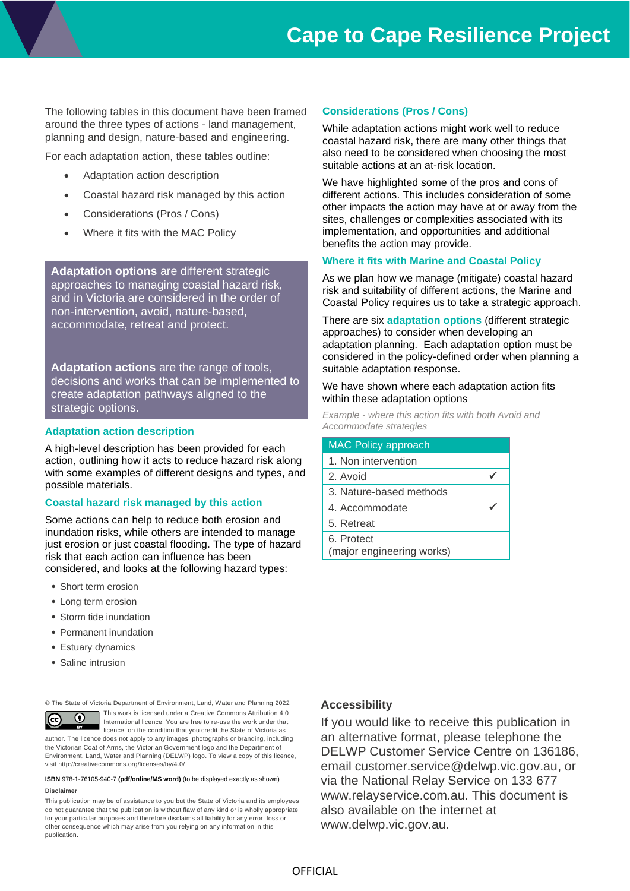The following tables in this document have been framed around the three types of actions - land management, planning and design, nature-based and engineering.

For each adaptation action, these tables outline:

- Adaptation action description
- Coastal hazard risk managed by this action
- Considerations (Pros / Cons)
- Where it fits with the MAC Policy

**Adaptation options** are different strategic approaches to managing coastal hazard risk, and in Victoria are considered in the order of non-intervention, avoid, nature-based, accommodate, retreat and protect.

**Adaptation actions** are the range of tools, decisions and works that can be implemented to create adaptation pathways aligned to the strategic options.

### Adaptation action description

A high-level description has been provided for each action, outlining how it acts to reduce hazard risk along with some examples of different designs and types, and possible materials.

### Coastal hazard risk managed by this action

Some actions can help to reduce both erosion and inundation risks, while others are intended to manage just erosion or just coastal flooding. The type of hazard risk that each action can influence has been considered, and looks at the following hazard types:

- Short term erosion
- Long term erosion
- Storm tide inundation
- Permanent inundation
- Estuary dynamics
- Saline intrusion

### Considerations (Pros / Cons)

While adaptation actions might work well to reduce coastal hazard risk, there are many other things that also need to be considered when choosing the most suitable actions at an at-risk location.

We have highlighted some of the pros and cons of different actions. This includes consideration of some other impacts the action may have at or away from the sites, challenges or complexities associated with its implementation, and opportunities and additional benefits the action may provide.

### Where it fits with Marine and Coastal Policy

As we plan how we manage (mitigate) coastal hazard risk and suitability of different actions, the Marine and Coastal Policy requires us to take a strategic approach.

There are six **adaptation options** (different strategic approaches) to consider when developing an adaptation planning. Each adaptation option must be considered in the policy-defined order when planning a suitable adaptation response.

We have shown where each adaptation action fits within these adaptation options

*Example - where this action fits with both Avoid and Accommodate strategies*

| MAC Policy approach | |
|---|---|
| 1. Non intervention | |
| 2. Avoid | ✓ |
| 3. Nature-based methods | |
| 4. Accommodate | ✓ |
| 5. Retreat | |
| 6. Protect (major engineering works) | |

© The State of Victoria Department of Environment, Land, Water and Planning 2022

This work is licensed under a Creative Commons Attribution 4.0 International licence. You are free to re-use the work under that licence, on the condition that you credit the State of Victoria as author. The licence does not apply to any images, photographs or branding, including the Victorian Coat of Arms, the Victorian Government logo and the Department of Environment, Land, Water and Planning (DELWP) logo. To view a copy of this licence, visit http://creativecommons.org/licenses/by/4.0/

**ISBN** 978-1-76105-940-7 **(pdf/online/MS word)** (to be displayed exactly as shown)

**Disclaimer**

This publication may be of assistance to you but the State of Victoria and its employees do not guarantee that the publication is without flaw of any kind or is wholly appropriate for your particular purposes and therefore disclaims all liability for any error, loss or other consequence which may arise from you relying on any information in this publication.

### Accessibility

If you would like to receive this publication in an alternative format, please telephone the DELWP Customer Service Centre on 136186, email customer.service@delwp.vic.gov.au, or via the National Relay Service on 133 677 www.relayservice.com.au. This document is also available on the internet at www.delwp.vic.gov.au.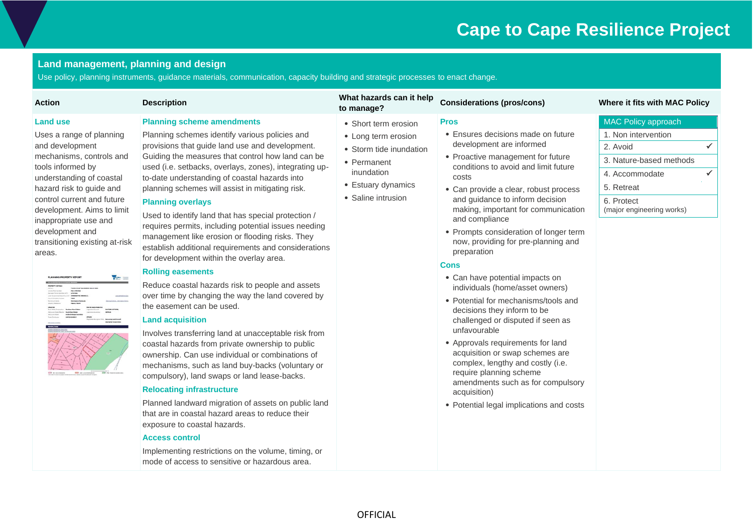# Cape to Cape Resilience Project

## Land management, planning and design

Use policy, planning instruments, guidance materials, communication, capacity building and strategic processes to enact change.

| Action | Description | What hazards can it help to manage? | Considerations (pros/cons) | Where it fits with MAC Policy |
|---|---|---|---|---|
| **Land use**<br><br>Uses a range of planning and development mechanisms, controls and tools informed by understanding of coastal hazard risk to guide and control current and future development. Aims to limit inappropriate use and development and transitioning existing at-risk areas. | **Planning scheme amendments**<br><br>Planning schemes identify various policies and provisions that guide land use and development. Guiding the measures that control how land can be used (i.e. setbacks, overlays, zones), integrating up-to-date understanding of coastal hazards into planning schemes will assist in mitigating risk.<br><br>**Planning overlays**<br><br>Used to identify land that has special protection / requires permits, including potential issues needing management like erosion or flooding risks. They establish additional requirements and considerations for development within the overlay area.<br><br>**Rolling easements**<br><br>Reduce coastal hazards risk to people and assets over time by changing the way the land covered by the easement can be used.<br><br>**Land acquisition**<br><br>Involves transferring land at unacceptable risk from coastal hazards from private ownership to public ownership. Can use individual or combinations of mechanisms, such as land buy-backs (voluntary or compulsory), land swaps or land lease-backs.<br><br>**Relocating infrastructure**<br><br>Planned landward migration of assets on public land that are in coastal hazard areas to reduce their exposure to coastal hazards.<br><br>**Access control**<br><br>Implementing restrictions on the volume, timing, or mode of access to sensitive or hazardous area. | • Short term erosion<br>• Long term erosion<br>• Storm tide inundation<br>• Permanent inundation<br>• Estuary dynamics<br>• Saline intrusion | **Pros**<br><br>• Ensures decisions made on future development are informed<br>• Proactive management for future conditions to avoid and limit future costs<br>• Can provide a clear, robust process and guidance to inform decision making, important for communication and compliance<br>• Prompts consideration of longer term now, providing for pre-planning and preparation<br><br>**Cons**<br><br>• Can have potential impacts on individuals (home/asset owners)<br>• Potential for mechanisms/tools and decisions they inform to be challenged or disputed if seen as unfavourable<br>• Approvals requirements for land acquisition or swap schemes are complex, lengthy and costly (i.e. require planning scheme amendments such as for compulsory acquisition)<br>• Potential legal implications and costs | MAC Policy approach<br>1. Non intervention<br>2. Avoid ✓<br>3. Nature-based methods<br>4. Accommodate ✓<br>5. Retreat<br>6. Protect (major engineering works) |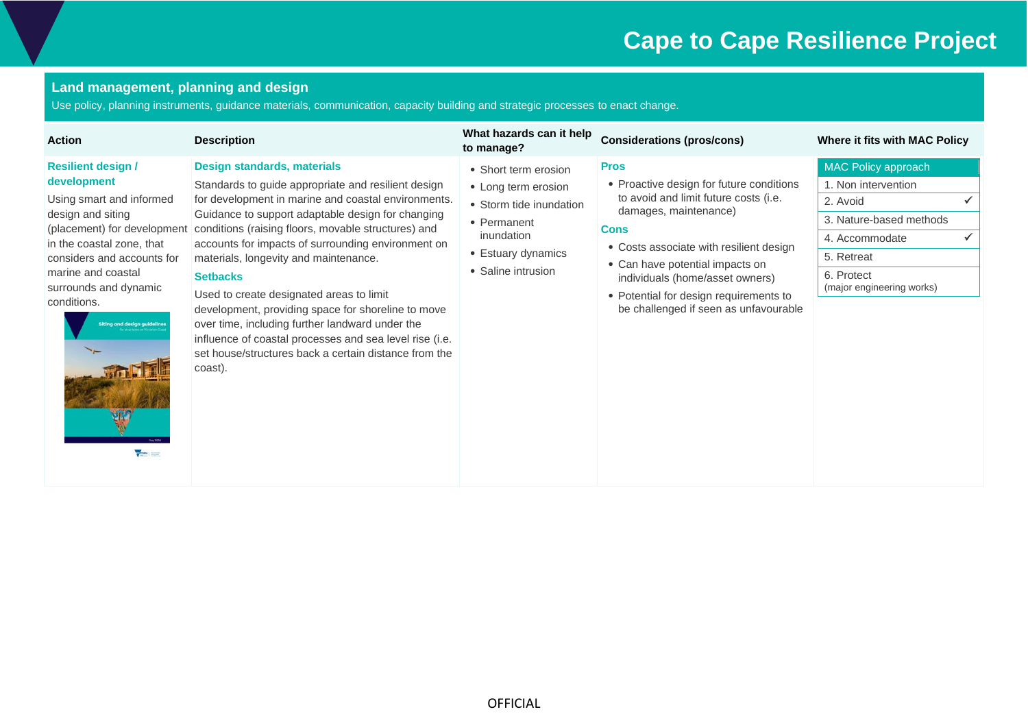## Land management, planning and design

Use policy, planning instruments, guidance materials, communication, capacity building and strategic processes to enact change.

| Action | Description | What hazards can it help to manage? | Considerations (pros/cons) | Where it fits with MAC Policy |
|---|---|---|---|---|
| **Resilient design / development**<br>Using smart and informed design and siting (placement) for development in the coastal zone, that considers and accounts for marine and coastal surrounds and dynamic conditions. | **Design standards, materials**<br>Standards to guide appropriate and resilient design for development in marine and coastal environments. Guidance to support adaptable design for changing conditions (raising floors, movable structures) and accounts for impacts of surrounding environment on materials, longevity and maintenance.<br>**Setbacks**<br>Used to create designated areas to limit development, providing space for shoreline to move over time, including further landward under the influence of coastal processes and sea level rise (i.e. set house/structures back a certain distance from the coast). | • Short term erosion<br>• Long term erosion<br>• Storm tide inundation<br>• Permanent inundation<br>• Estuary dynamics<br>• Saline intrusion | **Pros**<br>• Proactive design for future conditions to avoid and limit future costs (i.e. damages, maintenance)<br>**Cons**<br>• Costs associate with resilient design<br>• Can have potential impacts on individuals (home/asset owners)<br>• Potential for design requirements to be challenged if seen as unfavourable | MAC Policy approach<br>1. Non intervention<br>2. Avoid ✓<br>3. Nature-based methods<br>4. Accommodate ✓<br>5. Retreat<br>6. Protect (major engineering works) |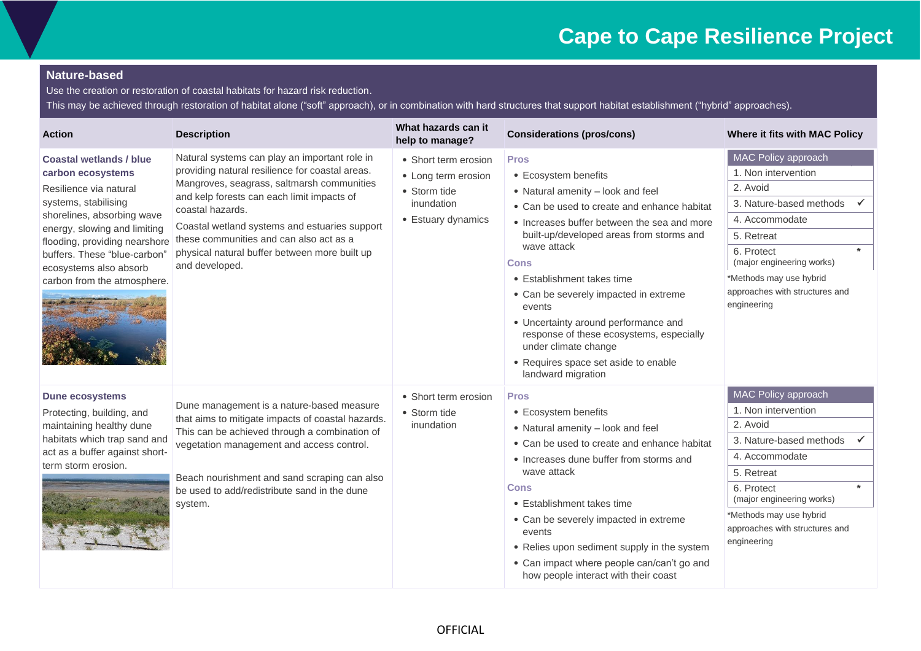## Nature-based

Use the creation or restoration of coastal habitats for hazard risk reduction.

This may be achieved through restoration of habitat alone ("soft" approach), or in combination with hard structures that support habitat establishment ("hybrid" approaches).

| Action | Description | What hazards can it help to manage? | Considerations (pros/cons) | Where it fits with MAC Policy |
|---|---|---|---|---|
| **Coastal wetlands / blue carbon ecosystems**<br>Resilience via natural systems, stabilising shorelines, absorbing wave energy, slowing and limiting flooding, providing nearshore buffers. These "blue-carbon" ecosystems also absorb carbon from the atmosphere. | Natural systems can play an important role in providing natural resilience for coastal areas. Mangroves, seagrass, saltmarsh communities and kelp forests can each limit impacts of coastal hazards.<br>Coastal wetland systems and estuaries support these communities and can also act as a physical natural buffer between more built up and developed. | • Short term erosion<br>• Long term erosion<br>• Storm tide inundation<br>• Estuary dynamics | **Pros**<br>• Ecosystem benefits<br>• Natural amenity – look and feel<br>• Can be used to create and enhance habitat<br>• Increases buffer between the sea and more built-up/developed areas from storms and wave attack<br>**Cons**<br>• Establishment takes time<br>• Can be severely impacted in extreme events<br>• Uncertainty around performance and response of these ecosystems, especially under climate change<br>• Requires space set aside to enable landward migration | MAC Policy approach<br>1. Non intervention<br>2. Avoid<br>3. Nature-based methods ✓<br>4. Accommodate<br>5. Retreat<br>6. Protect (major engineering works) *<br>*Methods may use hybrid approaches with structures and engineering |
| **Dune ecosystems**<br>Protecting, building, and maintaining healthy dune habitats which trap sand and act as a buffer against short-term storm erosion. | Dune management is a nature-based measure that aims to mitigate impacts of coastal hazards. This can be achieved through a combination of vegetation management and access control.<br>Beach nourishment and sand scraping can also be used to add/redistribute sand in the dune system. | • Short term erosion<br>• Storm tide inundation | **Pros**<br>• Ecosystem benefits<br>• Natural amenity – look and feel<br>• Can be used to create and enhance habitat<br>• Increases dune buffer from storms and wave attack<br>**Cons**<br>• Establishment takes time<br>• Can be severely impacted in extreme events<br>• Relies upon sediment supply in the system<br>• Can impact where people can/can't go and how people interact with their coast | MAC Policy approach<br>1. Non intervention<br>2. Avoid<br>3. Nature-based methods ✓<br>4. Accommodate<br>5. Retreat<br>6. Protect (major engineering works) *<br>*Methods may use hybrid approaches with structures and engineering |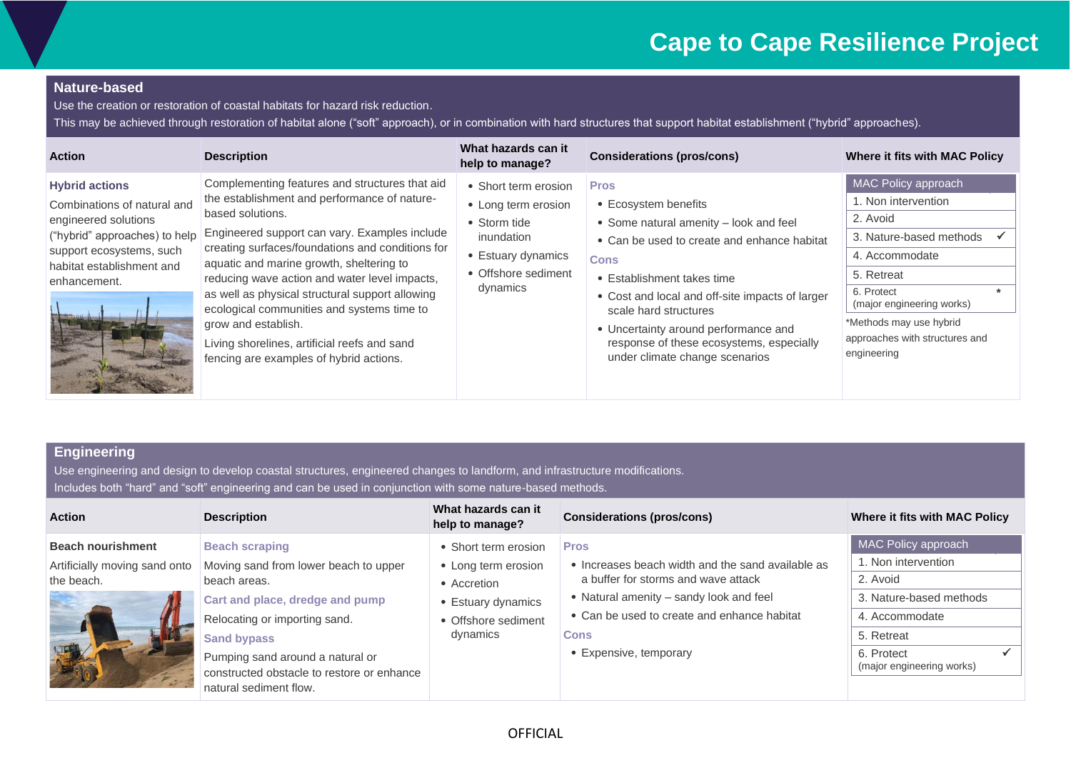## Nature-based

Use the creation or restoration of coastal habitats for hazard risk reduction.

This may be achieved through restoration of habitat alone ("soft" approach), or in combination with hard structures that support habitat establishment ("hybrid" approaches).

| Action | Description | What hazards can it help to manage? | Considerations (pros/cons) | Where it fits with MAC Policy |
|---|---|---|---|---|
| **Hybrid actions**<br>Combinations of natural and engineered solutions ("hybrid" approaches) to help support ecosystems, such habitat establishment and enhancement. | Complementing features and structures that aid the establishment and performance of nature-based solutions.<br>Engineered support can vary. Examples include creating surfaces/foundations and conditions for aquatic and marine growth, sheltering to reducing wave action and water level impacts, as well as physical structural support allowing ecological communities and systems time to grow and establish.<br>Living shorelines, artificial reefs and sand fencing are examples of hybrid actions. | • Short term erosion<br>• Long term erosion<br>• Storm tide inundation<br>• Estuary dynamics<br>• Offshore sediment dynamics | **Pros**<br>• Ecosystem benefits<br>• Some natural amenity – look and feel<br>• Can be used to create and enhance habitat<br>**Cons**<br>• Establishment takes time<br>• Cost and local and off-site impacts of larger scale hard structures<br>• Uncertainty around performance and response of these ecosystems, especially under climate change scenarios | MAC Policy approach<br>1. Non intervention<br>2. Avoid<br>3. Nature-based methods ✓<br>4. Accommodate<br>5. Retreat<br>6. Protect (major engineering works) *<br>*Methods may use hybrid approaches with structures and engineering |

## Engineering

Use engineering and design to develop coastal structures, engineered changes to landform, and infrastructure modifications.

Includes both "hard" and "soft" engineering and can be used in conjunction with some nature-based methods.

| Action | Description | What hazards can it help to manage? | Considerations (pros/cons) | Where it fits with MAC Policy |
|---|---|---|---|---|
| **Beach nourishment**<br>Artificially moving sand onto the beach. | **Beach scraping**<br>Moving sand from lower beach to upper beach areas.<br>**Cart and place, dredge and pump**<br>Relocating or importing sand.<br>**Sand bypass**<br>Pumping sand around a natural or constructed obstacle to restore or enhance natural sediment flow. | • Short term erosion<br>• Long term erosion<br>• Accretion<br>• Estuary dynamics<br>• Offshore sediment dynamics | **Pros**<br>• Increases beach width and the sand available as a buffer for storms and wave attack<br>• Natural amenity – sandy look and feel<br>• Can be used to create and enhance habitat<br>**Cons**<br>• Expensive, temporary | MAC Policy approach<br>1. Non intervention<br>2. Avoid<br>3. Nature-based methods<br>4. Accommodate<br>5. Retreat<br>6. Protect (major engineering works) ✓ |

OFFICIAL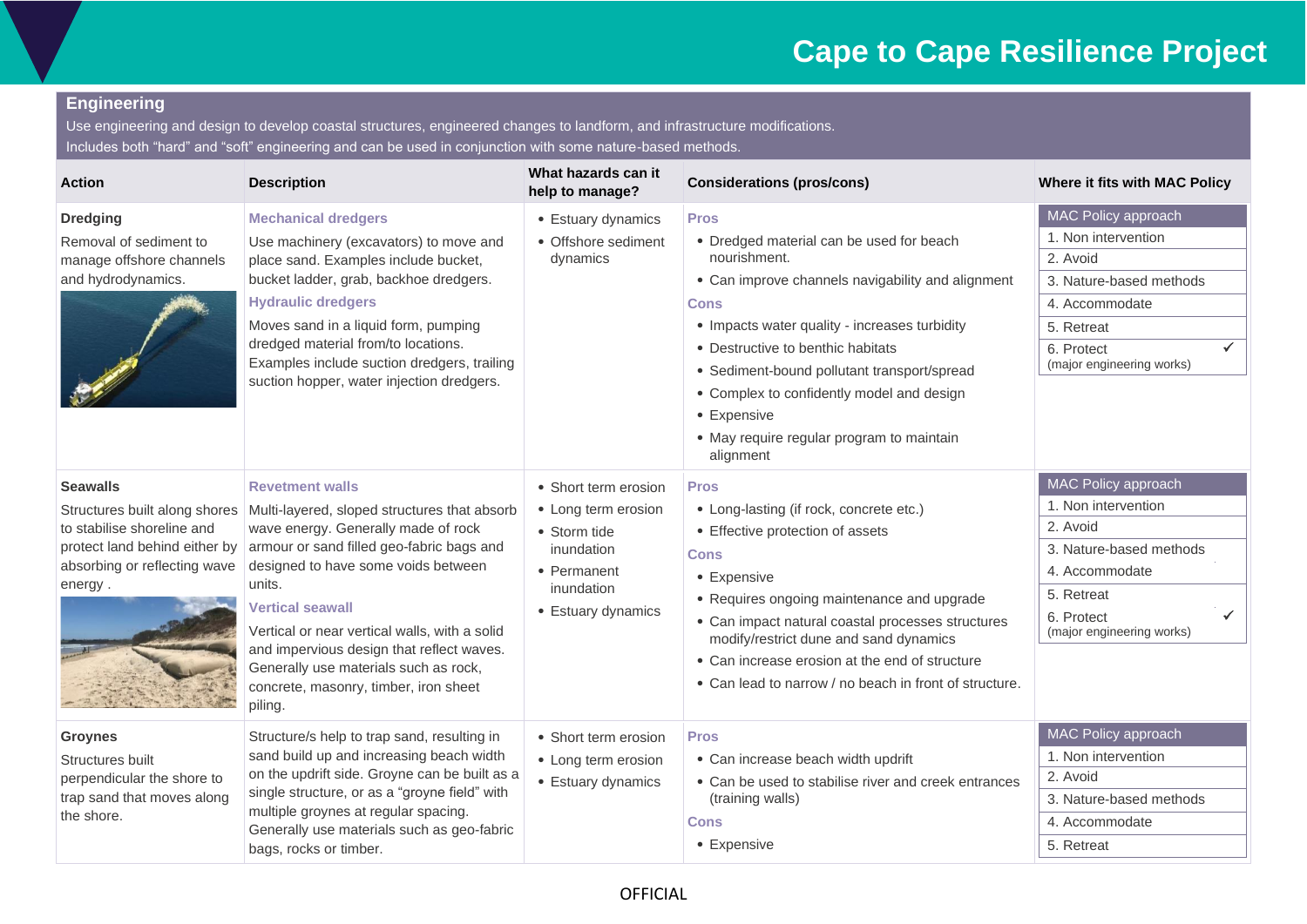## Engineering

Use engineering and design to develop coastal structures, engineered changes to landform, and infrastructure modifications. Includes both "hard" and "soft" engineering and can be used in conjunction with some nature-based methods.

| Action | Description | What hazards can it help to manage? | Considerations (pros/cons) | Where it fits with MAC Policy |
|---|---|---|---|---|
| **Dredging**<br>Removal of sediment to manage offshore channels and hydrodynamics. | **Mechanical dredgers**<br>Use machinery (excavators) to move and place sand. Examples include bucket, bucket ladder, grab, backhoe dredgers.<br>**Hydraulic dredgers**<br>Moves sand in a liquid form, pumping dredged material from/to locations. Examples include suction dredgers, trailing suction hopper, water injection dredgers. | • Estuary dynamics<br>• Offshore sediment dynamics | **Pros**<br>• Dredged material can be used for beach nourishment.<br>• Can improve channels navigability and alignment<br>**Cons**<br>• Impacts water quality - increases turbidity<br>• Destructive to benthic habitats<br>• Sediment-bound pollutant transport/spread<br>• Complex to confidently model and design<br>• Expensive<br>• May require regular program to maintain alignment | MAC Policy approach<br>1. Non intervention<br>2. Avoid<br>3. Nature-based methods<br>4. Accommodate<br>5. Retreat<br>6. Protect (major engineering works) ✓ |
| **Seawalls**<br>Structures built along shores to stabilise shoreline and protect land behind either by absorbing or reflecting wave energy . | **Revetment walls**<br>Multi-layered, sloped structures that absorb wave energy. Generally made of rock armour or sand filled geo-fabric bags and designed to have some voids between units.<br>**Vertical seawall**<br>Vertical or near vertical walls, with a solid and impervious design that reflect waves. Generally use materials such as rock, concrete, masonry, timber, iron sheet piling. | • Short term erosion<br>• Long term erosion<br>• Storm tide inundation<br>• Permanent inundation<br>• Estuary dynamics | **Pros**<br>• Long-lasting (if rock, concrete etc.)<br>• Effective protection of assets<br>**Cons**<br>• Expensive<br>• Requires ongoing maintenance and upgrade<br>• Can impact natural coastal processes structures modify/restrict dune and sand dynamics<br>• Can increase erosion at the end of structure<br>• Can lead to narrow / no beach in front of structure. | MAC Policy approach<br>1. Non intervention<br>2. Avoid<br>3. Nature-based methods<br>4. Accommodate<br>5. Retreat<br>6. Protect (major engineering works) ✓ |
| **Groynes**<br>Structures built perpendicular the shore to trap sand that moves along the shore. | Structure/s help to trap sand, resulting in sand build up and increasing beach width on the updrift side. Groyne can be built as a single structure, or as a "groyne field" with multiple groynes at regular spacing. Generally use materials such as geo-fabric bags, rocks or timber. | • Short term erosion<br>• Long term erosion<br>• Estuary dynamics | **Pros**<br>• Can increase beach width updrift<br>• Can be used to stabilise river and creek entrances (training walls)<br>**Cons**<br>• Expensive | MAC Policy approach<br>1. Non intervention<br>2. Avoid<br>3. Nature-based methods<br>4. Accommodate<br>5. Retreat |

OFFICIAL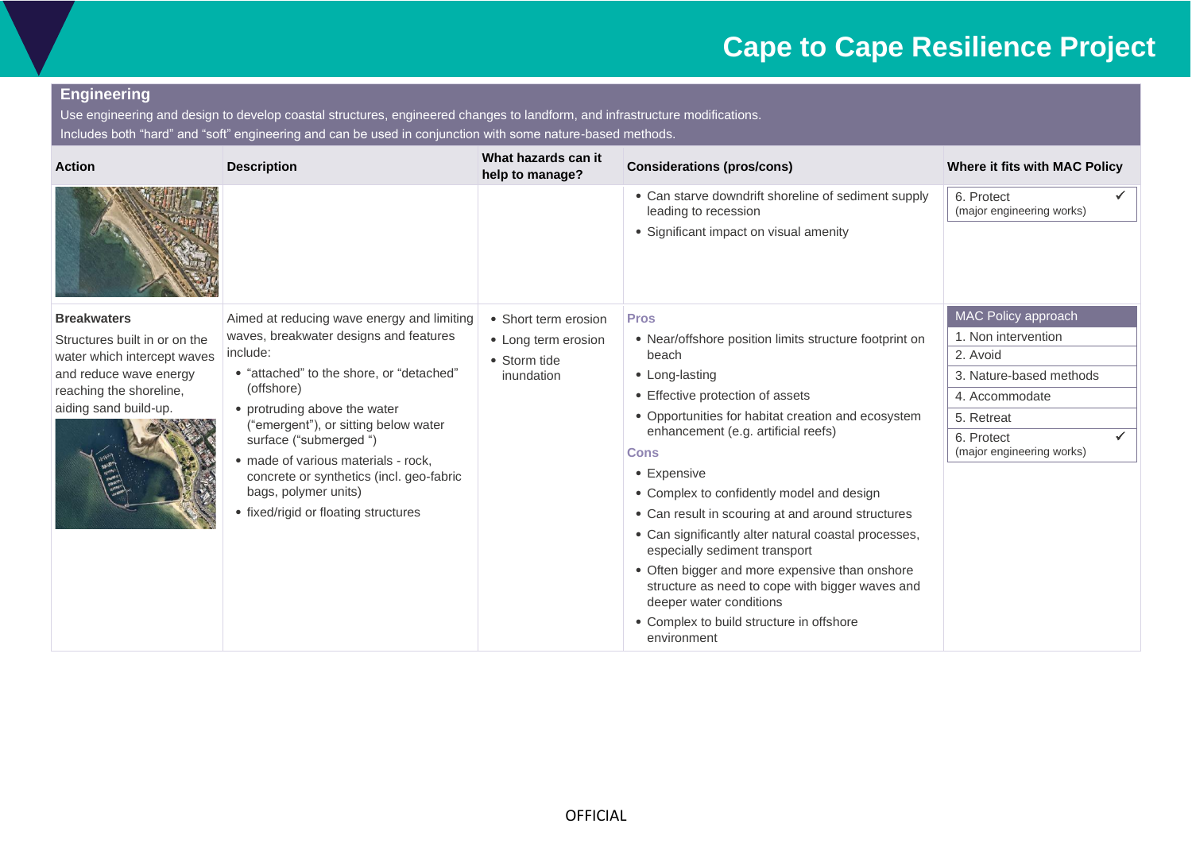## Engineering

Use engineering and design to develop coastal structures, engineered changes to landform, and infrastructure modifications.
Includes both "hard" and "soft" engineering and can be used in conjunction with some nature-based methods.

| Action | Description | What hazards can it help to manage? | Considerations (pros/cons) | Where it fits with MAC Policy |
|---|---|---|---|---|
| | | | • Can starve downdrift shoreline of sediment supply leading to recession<br>• Significant impact on visual amenity | 6. Protect (major engineering works) ✓ |
| **Breakwaters**<br>Structures built in or on the water which intercept waves and reduce wave energy reaching the shoreline, aiding sand build-up. | Aimed at reducing wave energy and limiting waves, breakwater designs and features include:<br>• "attached" to the shore, or "detached" (offshore)<br>• protruding above the water ("emergent"), or sitting below water surface ("submerged ")<br>• made of various materials - rock, concrete or synthetics (incl. geo-fabric bags, polymer units)<br>• fixed/rigid or floating structures | • Short term erosion<br>• Long term erosion<br>• Storm tide inundation | **Pros**<br>• Near/offshore position limits structure footprint on beach<br>• Long-lasting<br>• Effective protection of assets<br>• Opportunities for habitat creation and ecosystem enhancement (e.g. artificial reefs)<br>**Cons**<br>• Expensive<br>• Complex to confidently model and design<br>• Can result in scouring at and around structures<br>• Can significantly alter natural coastal processes, especially sediment transport<br>• Often bigger and more expensive than onshore structure as need to cope with bigger waves and deeper water conditions<br>• Complex to build structure in offshore environment | MAC Policy approach<br>1. Non intervention<br>2. Avoid<br>3. Nature-based methods<br>4. Accommodate<br>5. Retreat<br>6. Protect (major engineering works) ✓ |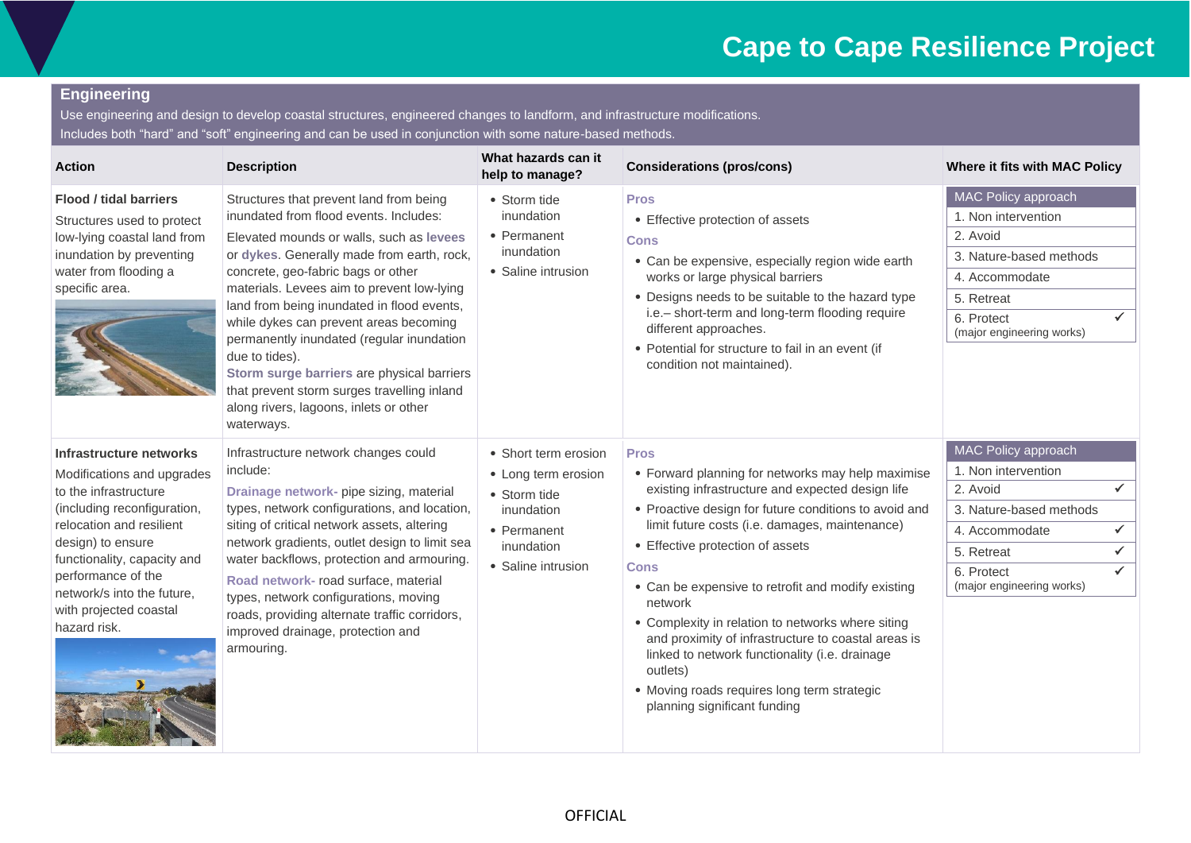# Cape to Cape Resilience Project

## Engineering

Use engineering and design to develop coastal structures, engineered changes to landform, and infrastructure modifications.
Includes both "hard" and "soft" engineering and can be used in conjunction with some nature-based methods.

| Action | Description | What hazards can it help to manage? | Considerations (pros/cons) | Where it fits with MAC Policy |
|---|---|---|---|---|
| **Flood / tidal barriers**<br>Structures used to protect low-lying coastal land from inundation by preventing water from flooding a specific area. | Structures that prevent land from being inundated from flood events. Includes:<br>Elevated mounds or walls, such as **levees** or **dykes**. Generally made from earth, rock, concrete, geo-fabric bags or other materials. Levees aim to prevent low-lying land from being inundated in flood events, while dykes can prevent areas becoming permanently inundated (regular inundation due to tides).<br>**Storm surge barriers** are physical barriers that prevent storm surges travelling inland along rivers, lagoons, inlets or other waterways. | • Storm tide inundation<br>• Permanent inundation<br>• Saline intrusion | **Pros**<br>• Effective protection of assets<br>**Cons**<br>• Can be expensive, especially region wide earth works or large physical barriers<br>• Designs needs to be suitable to the hazard type i.e.– short-term and long-term flooding require different approaches.<br>• Potential for structure to fail in an event (if condition not maintained). | MAC Policy approach<br>1. Non intervention<br>2. Avoid<br>3. Nature-based methods<br>4. Accommodate<br>5. Retreat<br>6. Protect (major engineering works) ✓ |
| **Infrastructure networks**<br>Modifications and upgrades to the infrastructure (including reconfiguration, relocation and resilient design) to ensure functionality, capacity and performance of the network/s into the future, with projected coastal hazard risk. | Infrastructure network changes could include:<br>**Drainage network-** pipe sizing, material types, network configurations, and location, siting of critical network assets, altering network gradients, outlet design to limit sea water backflows, protection and armouring.<br>**Road network-** road surface, material types, network configurations, moving roads, providing alternate traffic corridors, improved drainage, protection and armouring. | • Short term erosion<br>• Long term erosion<br>• Storm tide inundation<br>• Permanent inundation<br>• Saline intrusion | **Pros**<br>• Forward planning for networks may help maximise existing infrastructure and expected design life<br>• Proactive design for future conditions to avoid and limit future costs (i.e. damages, maintenance)<br>• Effective protection of assets<br>**Cons**<br>• Can be expensive to retrofit and modify existing network<br>• Complexity in relation to networks where siting and proximity of infrastructure to coastal areas is linked to network functionality (i.e. drainage outlets)<br>• Moving roads requires long term strategic planning significant funding | MAC Policy approach<br>1. Non intervention<br>2. Avoid ✓<br>3. Nature-based methods<br>4. Accommodate ✓<br>5. Retreat ✓<br>6. Protect (major engineering works) ✓ |

OFFICIAL